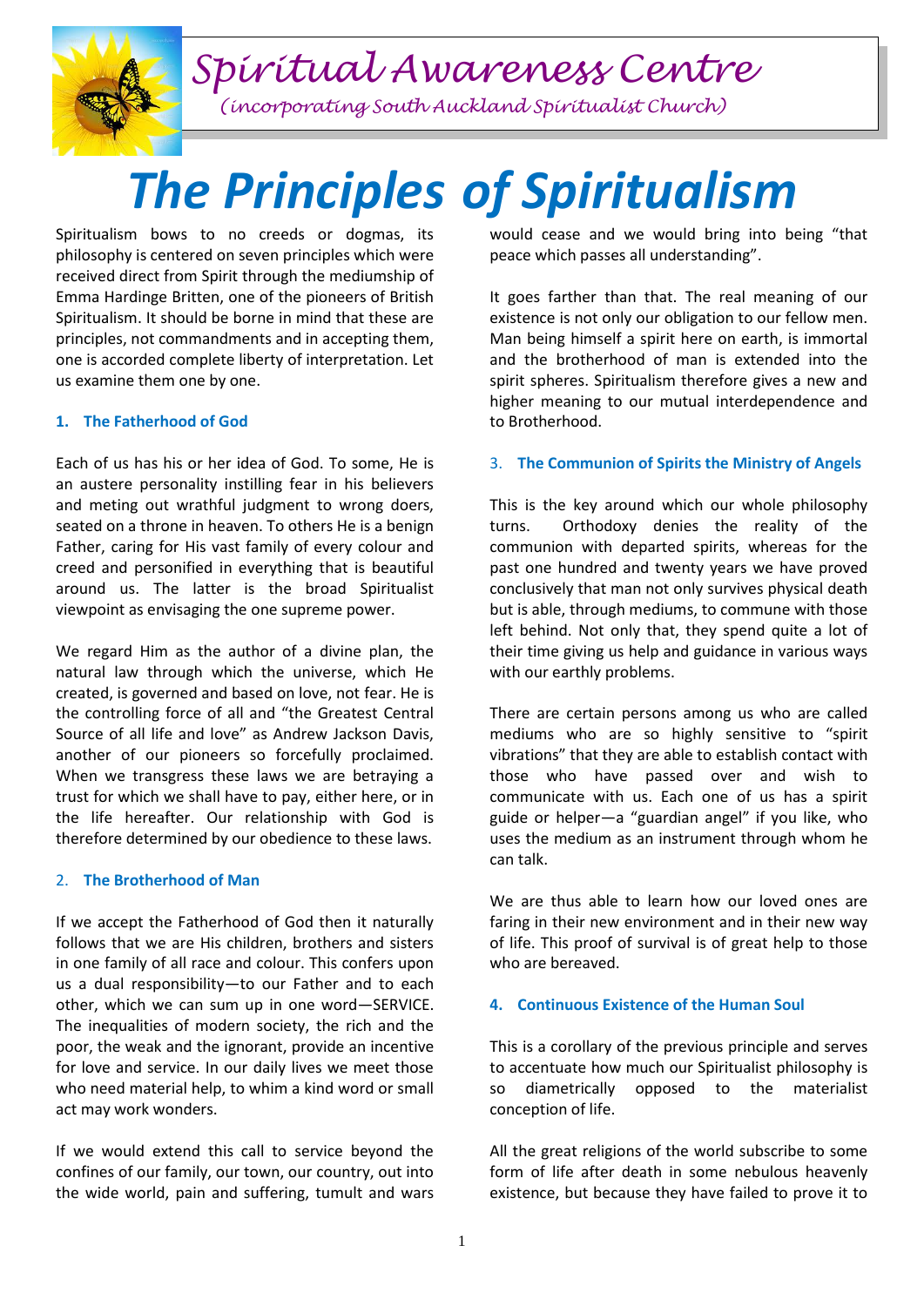# Spiritual Awareness Centre

*(incorporating South Auckland Spiritualist Church)*

# *The Principles of Spiritualism*

Spiritualism bows to no creeds or dogmas, its philosophy is centered on seven principles which were received direct from Spirit through the mediumship of Emma Hardinge Britten, one of the pioneers of British Spiritualism. It should be borne in mind that these are principles, not commandments and in accepting them, one is accorded complete liberty of interpretation. Let us examine them one by one.

### 1. The Fatherhood of God

Each of us has his or her idea of God. To some, He is an austere personality instilling fear in his believers and meting out wrathful judgment to wrong doers, seated on a throne in heaven. To others He is a benign Father, caring for His vast family of every colour and creed and personified in everything that is beautiful around us. The latter is the broad Spiritualist viewpoint as envisaging the one supreme power.

We regard Him as the author of a divine plan, the natural law through which the universe, which He created, is governed and based on love, not fear. He is the controlling force of all and "the Greatest Central Source of all life and love" as Andrew Jackson Davis, another of our pioneers so forcefully proclaimed. When we transgress these laws we are betraying a trust for which we shall have to pay, either here, or in the life hereafter. Our relationship with God is therefore determined by our obedience to these laws.

### 2. The Brotherhood of Man

If we accept the Fatherhood of God then it naturally follows that we are His children, brothers and sisters in one family of all race and colour. This confers upon us a dual responsibility—to our Father and to each other, which we can sum up in one word—SERVICE. The inequalities of modern society, the rich and the poor, the weak and the ignorant, provide an incentive for love and service. In our daily lives we meet those who need material help, to whim a kind word or small act may work wonders.

If we would extend this call to service beyond the confines of our family, our town, our country, out into the wide world, pain and suffering, tumult and wars would cease and we would bring into being "that peace which passes all understanding".

It goes farther than that. The real meaning of our existence is not only our obligation to our fellow men. Man being himself a spirit here on earth, is immortal and the brotherhood of man is extended into the spirit spheres. Spiritualism therefore gives a new and higher meaning to our mutual interdependence and to Brotherhood.

### 3. The Communion of Spirits the Ministry of Angels

This is the key around which our whole philosophy turns. Orthodoxy denies the reality of the communion with departed spirits, whereas for the past one hundred and twenty years we have proved conclusively that man not only survives physical death but is able, through mediums, to commune with those left behind. Not only that, they spend quite a lot of their time giving us help and guidance in various ways with our earthly problems.

There are certain persons among us who are called mediums who are so highly sensitive to "spirit vibrations" that they are able to establish contact with those who have passed over and wish to communicate with us. Each one of us has a spirit guide or helper—a "guardian angel" if you like, who uses the medium as an instrument through whom he can talk.

We are thus able to learn how our loved ones are faring in their new environment and in their new way of life. This proof of survival is of great help to those who are bereaved.

### 4. Continuous Existence of the Human Soul

This is a corollary of the previous principle and serves to accentuate how much our Spiritualist philosophy is so diametrically opposed to the materialist conception of life.

All the great religions of the world subscribe to some form of life after death in some nebulous heavenly existence, but because they have failed to prove it to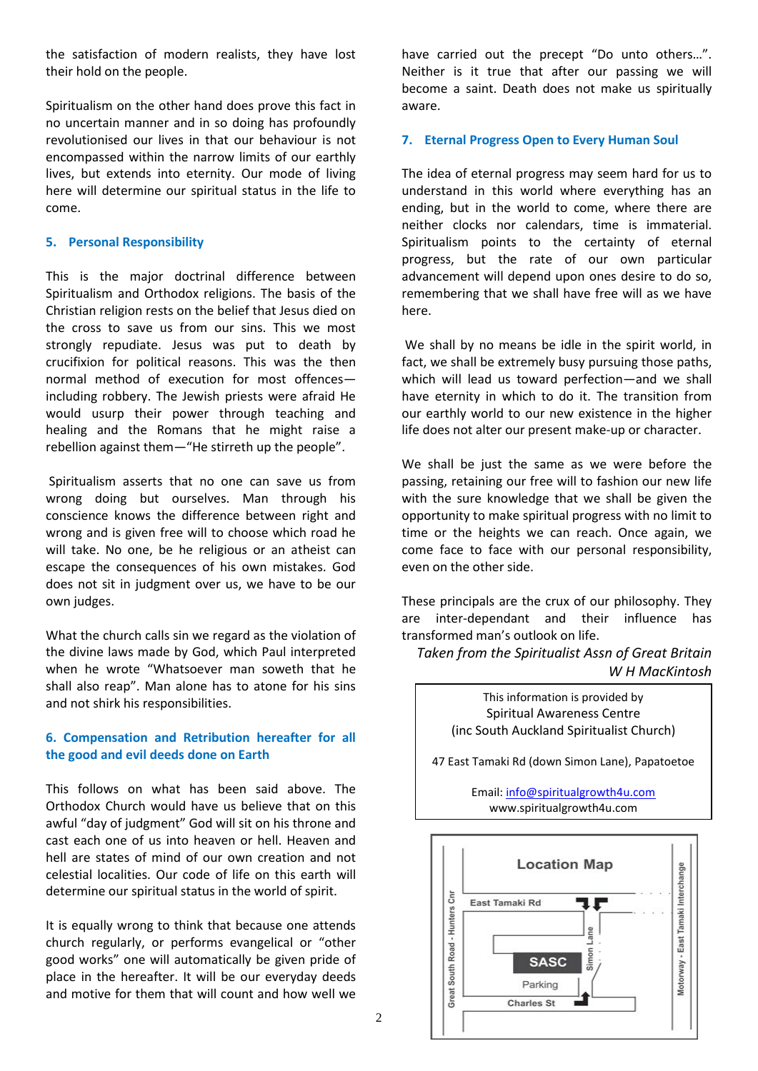the satisfaction of modern realists, they have lost their hold on the people.

Spiritualism on the other hand does prove this fact in no uncertain manner and in so doing has profoundly revolutionised our lives in that our behaviour is not encompassed within the narrow limits of our earthly lives, but extends into eternity. Our mode of living here will determine our spiritual status in the life to come.

### 5. Personal Responsibility

This is the major doctrinal difference between Spiritualism and Orthodox religions. The basis of the Christian religion rests on the belief that Jesus died on the cross to save us from our sins. This we most strongly repudiate. Jesus was put to death by crucifixion for political reasons. This was the then normal method of execution for most offences—including robbery. The Jewish priests were afraid He would usurp their power through teaching and healing and the Romans that he might raise a rebellion against them—"He stirreth up the people".

Spiritualism asserts that no one can save us from wrong doing but ourselves. Man through his conscience knows the difference between right and wrong and is given free will to choose which road he will take. No one, be he religious or an atheist can escape the consequences of his own mistakes. God does not sit in judgment over us, we have to be our own judges.

What the church calls sin we regard as the violation of the divine laws made by God, which Paul interpreted when he wrote "Whatsoever man soweth that he shall also reap". Man alone has to atone for his sins and not shirk his responsibilities.

### 6. Compensation and Retribution hereafter for all the good and evil deeds done on Earth

This follows on what has been said above. The Orthodox Church would have us believe that on this awful "day of judgment" God will sit on his throne and cast each one of us into heaven or hell. Heaven and hell are states of mind of our own creation and not celestial localities. Our code of life on this earth will determine our spiritual status in the world of spirit.

It is equally wrong to think that because one attends church regularly, or performs evangelical or "other good works" one will automatically be given pride of place in the hereafter. It will be our everyday deeds and motive for them that will count and how well we have carried out the precept "Do unto others…". Neither is it true that after our passing we will become a saint. Death does not make us spiritually aware.

### 7. Eternal Progress Open to Every Human Soul

The idea of eternal progress may seem hard for us to understand in this world where everything has an ending, but in the world to come, where there are neither clocks nor calendars, time is immaterial. Spiritualism points to the certainty of eternal progress, but the rate of our own particular advancement will depend upon ones desire to do so, remembering that we shall have free will as we have here.

We shall by no means be idle in the spirit world, in fact, we shall be extremely busy pursuing those paths, which will lead us toward perfection—and we shall have eternity in which to do it. The transition from our earthly world to our new existence in the higher life does not alter our present make-up or character.

We shall be just the same as we were before the passing, retaining our free will to fashion our new life with the sure knowledge that we shall be given the opportunity to make spiritual progress with no limit to time or the heights we can reach. Once again, we come face to face with our personal responsibility, even on the other side.

These principals are the crux of our philosophy. They are inter-dependant and their influence has transformed man's outlook on life.

*Taken from the Spiritualist Assn of Great Britain*
*W H MacKintosh*

This information is provided by
Spiritual Awareness Centre
(inc South Auckland Spiritualist Church)

47 East Tamaki Rd (down Simon Lane), Papatoetoe

Email: info@spiritualgrowth4u.com
www.spiritualgrowth4u.com

Location Map

East Tamaki Rd
Simon Lane
SASC
Parking
Charles St
Great South Road - Hunters Cnr
Motorway - East Tamaki Interchange